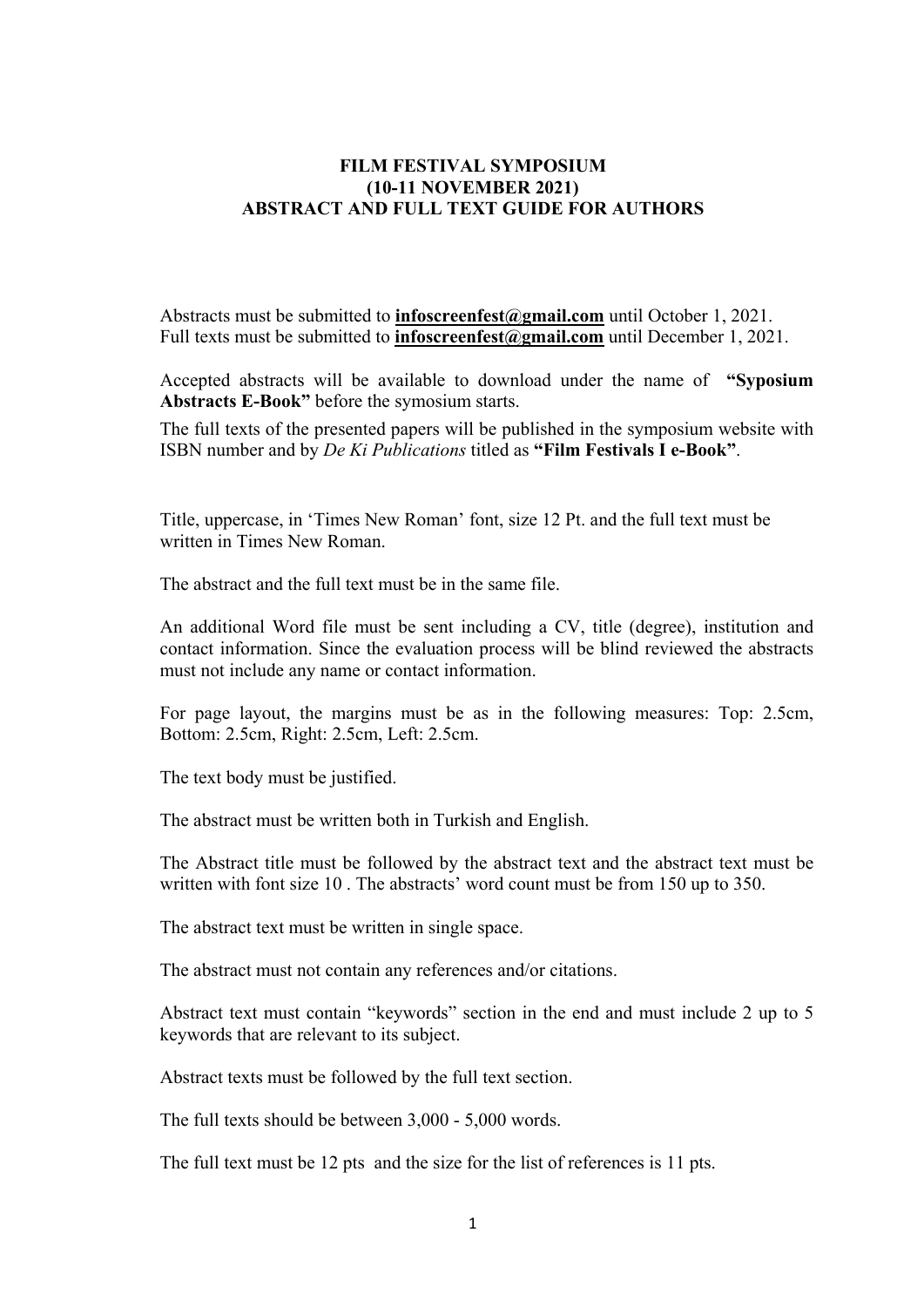**FILM FESTIVAL SYMPOSIUM**
**(10-11 NOVEMBER 2021)**
**ABSTRACT AND FULL TEXT GUIDE FOR AUTHORS**

Abstracts must be submitted to **infoscreenfest@gmail.com** until October 1, 2021.
Full texts must be submitted to **infoscreenfest@gmail.com** until December 1, 2021.

Accepted abstracts will be available to download under the name of **"Syposium Abstracts E-Book"** before the symosium starts.

The full texts of the presented papers will be published in the symposium website with ISBN number and by *De Ki Publications* titled as **"Film Festivals I e-Book"**.

Title, uppercase, in 'Times New Roman' font, size 12 Pt. and the full text must be written in Times New Roman.

The abstract and the full text must be in the same file.

An additional Word file must be sent including a CV, title (degree), institution and contact information. Since the evaluation process will be blind reviewed the abstracts must not include any name or contact information.

For page layout, the margins must be as in the following measures: Top: 2.5cm, Bottom: 2.5cm, Right: 2.5cm, Left: 2.5cm.

The text body must be justified.

The abstract must be written both in Turkish and English.

The Abstract title must be followed by the abstract text and the abstract text must be written with font size 10 . The abstracts' word count must be from 150 up to 350.

The abstract text must be written in single space.

The abstract must not contain any references and/or citations.

Abstract text must contain "keywords" section in the end and must include 2 up to 5 keywords that are relevant to its subject.

Abstract texts must be followed by the full text section.

The full texts should be between 3,000 - 5,000 words.

The full text must be 12 pts and the size for the list of references is 11 pts.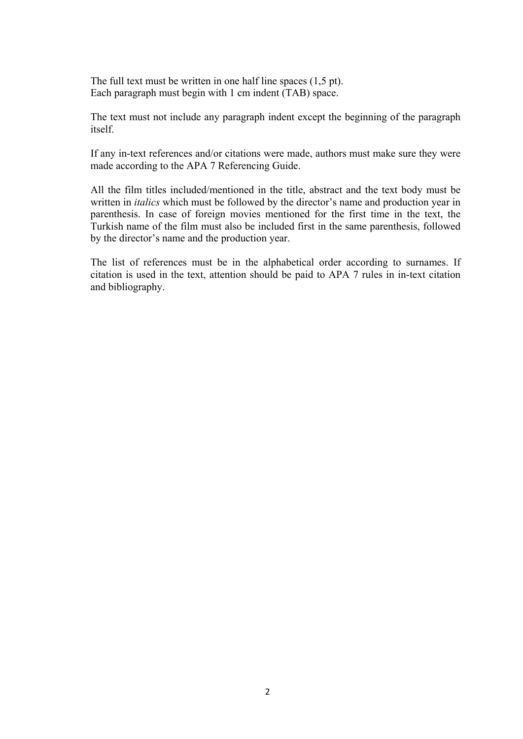The full text must be written in one half line spaces (1,5 pt).
Each paragraph must begin with 1 cm indent (TAB) space.

The text must not include any paragraph indent except the beginning of the paragraph itself.

If any in-text references and/or citations were made, authors must make sure they were made according to the APA 7 Referencing Guide.

All the film titles included/mentioned in the title, abstract and the text body must be written in *italics* which must be followed by the director's name and production year in parenthesis. In case of foreign movies mentioned for the first time in the text, the Turkish name of the film must also be included first in the same parenthesis, followed by the director's name and the production year.

The list of references must be in the alphabetical order according to surnames. If citation is used in the text, attention should be paid to APA 7 rules in in-text citation and bibliography.